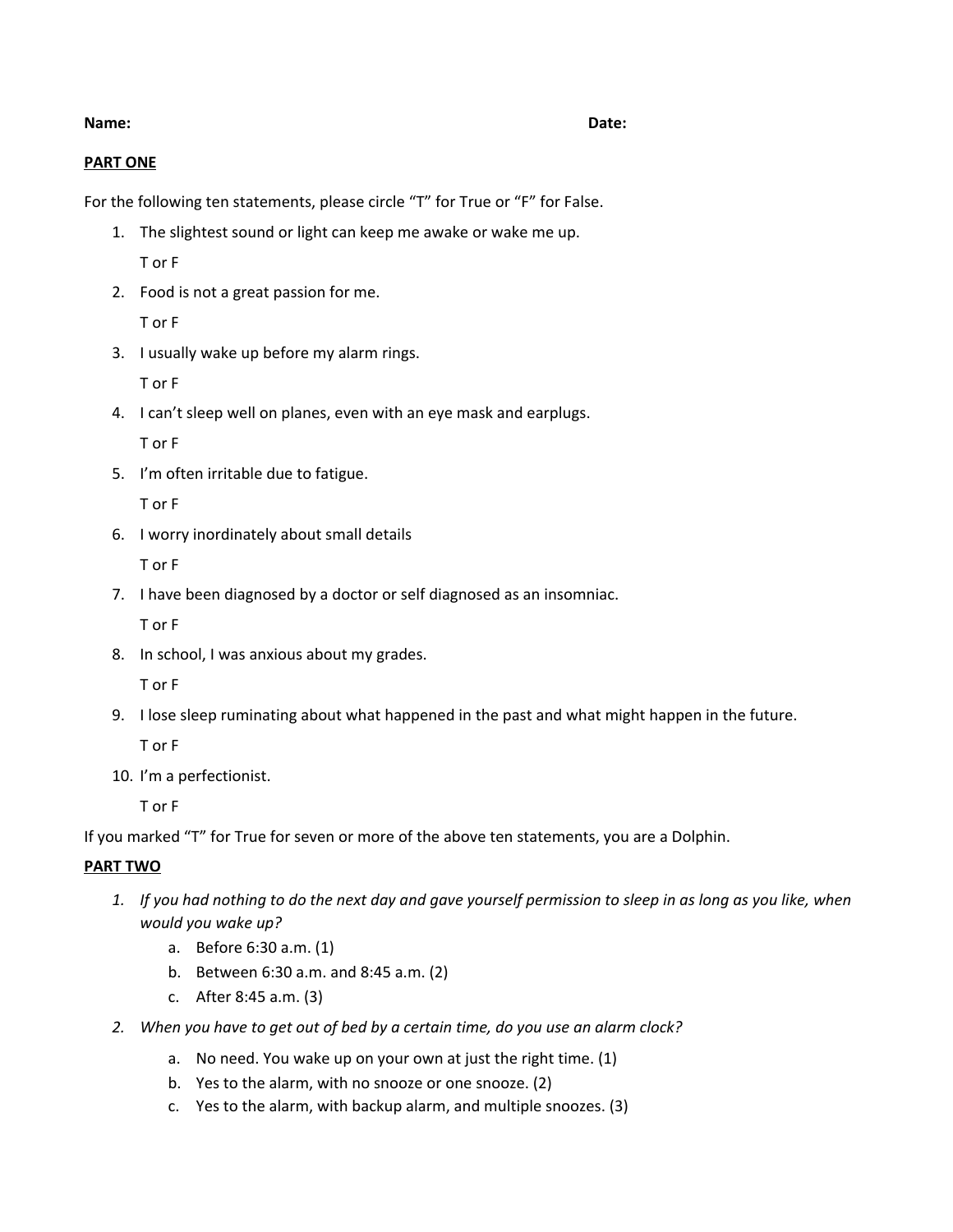**Name:** **Date:**

**PART ONE**

For the following ten statements, please circle "T" for True or "F" for False.

1. The slightest sound or light can keep me awake or wake me up.

   T or F

2. Food is not a great passion for me.

   T or F

3. I usually wake up before my alarm rings.

   T or F

4. I can't sleep well on planes, even with an eye mask and earplugs.

   T or F

5. I'm often irritable due to fatigue.

   T or F

6. I worry inordinately about small details

   T or F

7. I have been diagnosed by a doctor or self diagnosed as an insomniac.

   T or F

8. In school, I was anxious about my grades.

   T or F

9. I lose sleep ruminating about what happened in the past and what might happen in the future.

   T or F

10. I'm a perfectionist.

    T or F

If you marked "T" for True for seven or more of the above ten statements, you are a Dolphin.

**PART TWO**

1. *If you had nothing to do the next day and gave yourself permission to sleep in as long as you like, when would you wake up?*
   a. Before 6:30 a.m. (1)
   b. Between 6:30 a.m. and 8:45 a.m. (2)
   c. After 8:45 a.m. (3)

2. *When you have to get out of bed by a certain time, do you use an alarm clock?*
   a. No need. You wake up on your own at just the right time. (1)
   b. Yes to the alarm, with no snooze or one snooze. (2)
   c. Yes to the alarm, with backup alarm, and multiple snoozes. (3)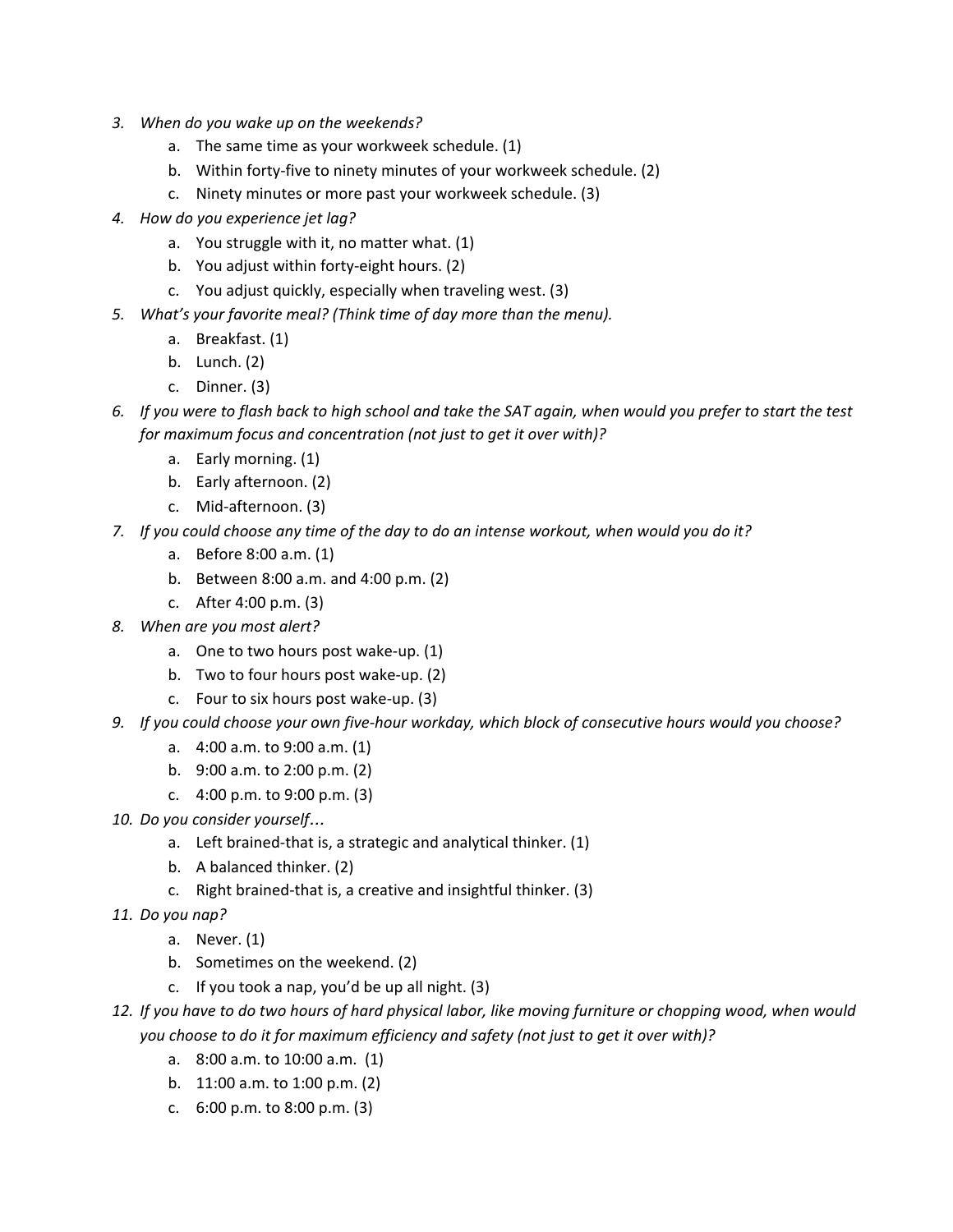3. *When do you wake up on the weekends?*
    a. The same time as your workweek schedule. (1)
    b. Within forty-five to ninety minutes of your workweek schedule. (2)
    c. Ninety minutes or more past your workweek schedule. (3)
4. *How do you experience jet lag?*
    a. You struggle with it, no matter what. (1)
    b. You adjust within forty-eight hours. (2)
    c. You adjust quickly, especially when traveling west. (3)
5. *What's your favorite meal? (Think time of day more than the menu).*
    a. Breakfast. (1)
    b. Lunch. (2)
    c. Dinner. (3)
6. *If you were to flash back to high school and take the SAT again, when would you prefer to start the test for maximum focus and concentration (not just to get it over with)?*
    a. Early morning. (1)
    b. Early afternoon. (2)
    c. Mid-afternoon. (3)
7. *If you could choose any time of the day to do an intense workout, when would you do it?*
    a. Before 8:00 a.m. (1)
    b. Between 8:00 a.m. and 4:00 p.m. (2)
    c. After 4:00 p.m. (3)
8. *When are you most alert?*
    a. One to two hours post wake-up. (1)
    b. Two to four hours post wake-up. (2)
    c. Four to six hours post wake-up. (3)
9. *If you could choose your own five-hour workday, which block of consecutive hours would you choose?*
    a. 4:00 a.m. to 9:00 a.m. (1)
    b. 9:00 a.m. to 2:00 p.m. (2)
    c. 4:00 p.m. to 9:00 p.m. (3)
10. *Do you consider yourself…*
    a. Left brained-that is, a strategic and analytical thinker. (1)
    b. A balanced thinker. (2)
    c. Right brained-that is, a creative and insightful thinker. (3)
11. *Do you nap?*
    a. Never. (1)
    b. Sometimes on the weekend. (2)
    c. If you took a nap, you'd be up all night. (3)
12. *If you have to do two hours of hard physical labor, like moving furniture or chopping wood, when would you choose to do it for maximum efficiency and safety (not just to get it over with)?*
    a. 8:00 a.m. to 10:00 a.m. (1)
    b. 11:00 a.m. to 1:00 p.m. (2)
    c. 6:00 p.m. to 8:00 p.m. (3)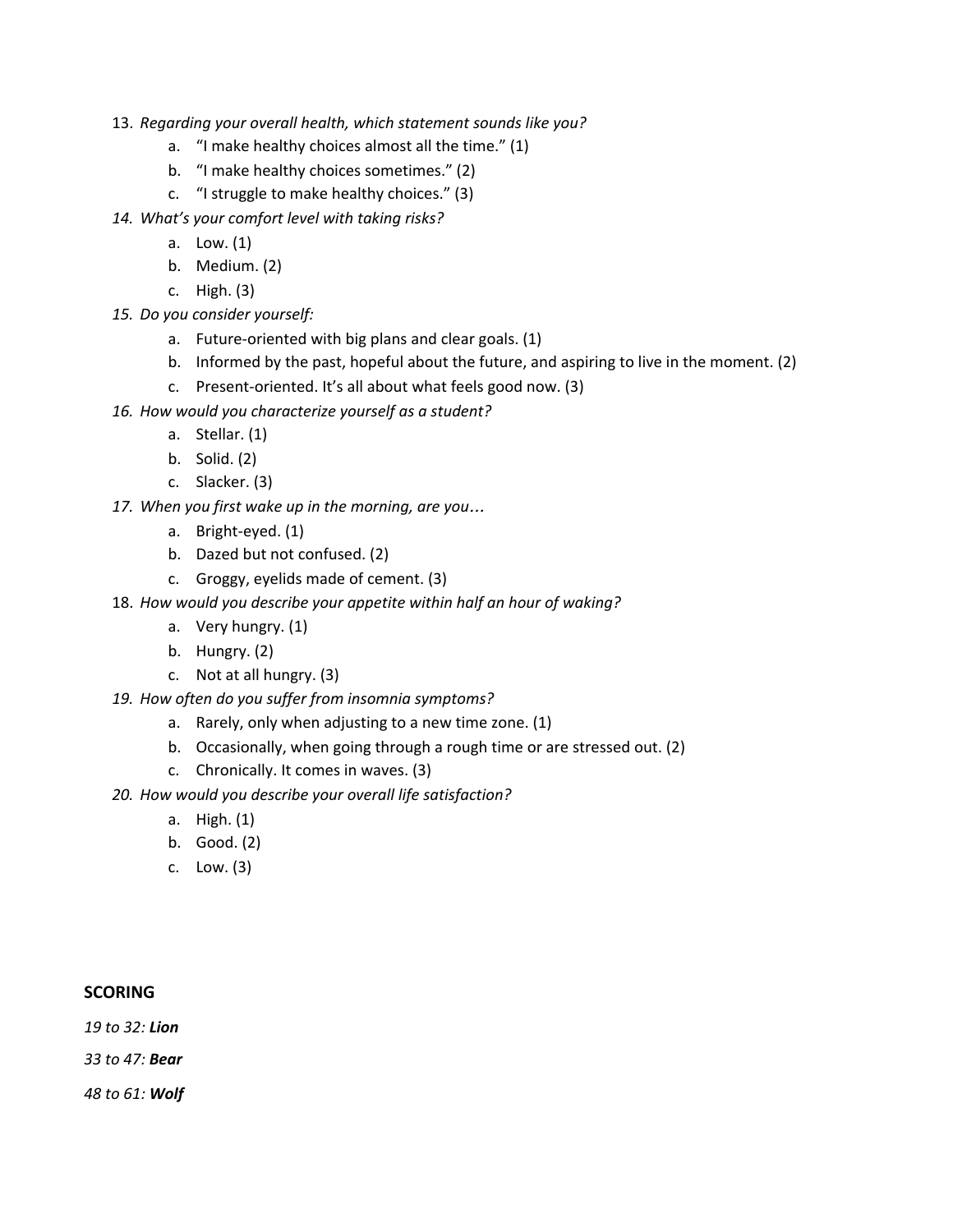13. *Regarding your overall health, which statement sounds like you?*
    a. "I make healthy choices almost all the time." (1)
    b. "I make healthy choices sometimes." (2)
    c. "I struggle to make healthy choices." (3)
14. *What's your comfort level with taking risks?*
    a. Low. (1)
    b. Medium. (2)
    c. High. (3)
15. *Do you consider yourself:*
    a. Future-oriented with big plans and clear goals. (1)
    b. Informed by the past, hopeful about the future, and aspiring to live in the moment. (2)
    c. Present-oriented. It's all about what feels good now. (3)
16. *How would you characterize yourself as a student?*
    a. Stellar. (1)
    b. Solid. (2)
    c. Slacker. (3)
17. *When you first wake up in the morning, are you…*
    a. Bright-eyed. (1)
    b. Dazed but not confused. (2)
    c. Groggy, eyelids made of cement. (3)
18. *How would you describe your appetite within half an hour of waking?*
    a. Very hungry. (1)
    b. Hungry. (2)
    c. Not at all hungry. (3)
19. *How often do you suffer from insomnia symptoms?*
    a. Rarely, only when adjusting to a new time zone. (1)
    b. Occasionally, when going through a rough time or are stressed out. (2)
    c. Chronically. It comes in waves. (3)
20. *How would you describe your overall life satisfaction?*
    a. High. (1)
    b. Good. (2)
    c. Low. (3)

**SCORING**

*19 to 32:* ***Lion***

*33 to 47:* ***Bear***

*48 to 61:* ***Wolf***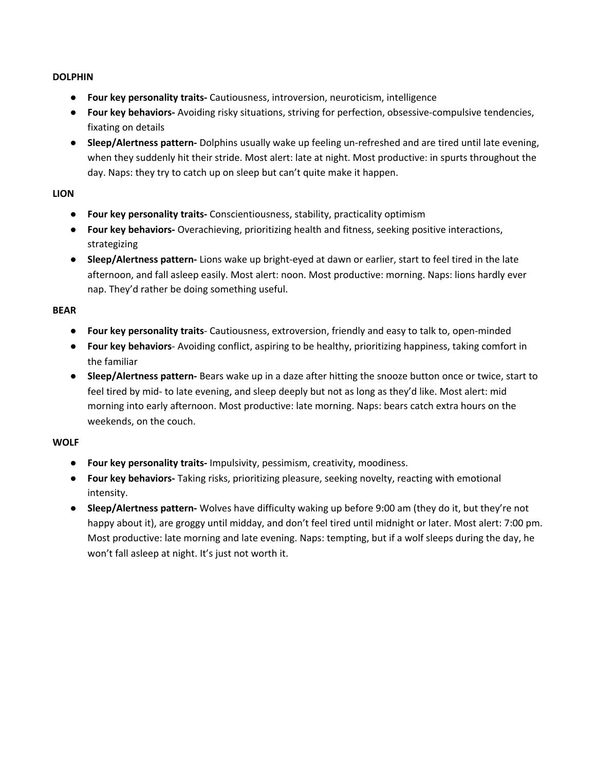**DOLPHIN**

- **Four key personality traits-** Cautiousness, introversion, neuroticism, intelligence
- **Four key behaviors-** Avoiding risky situations, striving for perfection, obsessive-compulsive tendencies, fixating on details
- **Sleep/Alertness pattern-** Dolphins usually wake up feeling un-refreshed and are tired until late evening, when they suddenly hit their stride. Most alert: late at night. Most productive: in spurts throughout the day. Naps: they try to catch up on sleep but can't quite make it happen.

**LION**

- **Four key personality traits-** Conscientiousness, stability, practicality optimism
- **Four key behaviors-** Overachieving, prioritizing health and fitness, seeking positive interactions, strategizing
- **Sleep/Alertness pattern-** Lions wake up bright-eyed at dawn or earlier, start to feel tired in the late afternoon, and fall asleep easily. Most alert: noon. Most productive: morning. Naps: lions hardly ever nap. They'd rather be doing something useful.

**BEAR**

- **Four key personality traits**- Cautiousness, extroversion, friendly and easy to talk to, open-minded
- **Four key behaviors**- Avoiding conflict, aspiring to be healthy, prioritizing happiness, taking comfort in the familiar
- **Sleep/Alertness pattern-** Bears wake up in a daze after hitting the snooze button once or twice, start to feel tired by mid- to late evening, and sleep deeply but not as long as they'd like. Most alert: mid morning into early afternoon. Most productive: late morning. Naps: bears catch extra hours on the weekends, on the couch.

**WOLF**

- **Four key personality traits-** Impulsivity, pessimism, creativity, moodiness.
- **Four key behaviors-** Taking risks, prioritizing pleasure, seeking novelty, reacting with emotional intensity.
- **Sleep/Alertness pattern-** Wolves have difficulty waking up before 9:00 am (they do it, but they're not happy about it), are groggy until midday, and don't feel tired until midnight or later. Most alert: 7:00 pm. Most productive: late morning and late evening. Naps: tempting, but if a wolf sleeps during the day, he won't fall asleep at night. It's just not worth it.